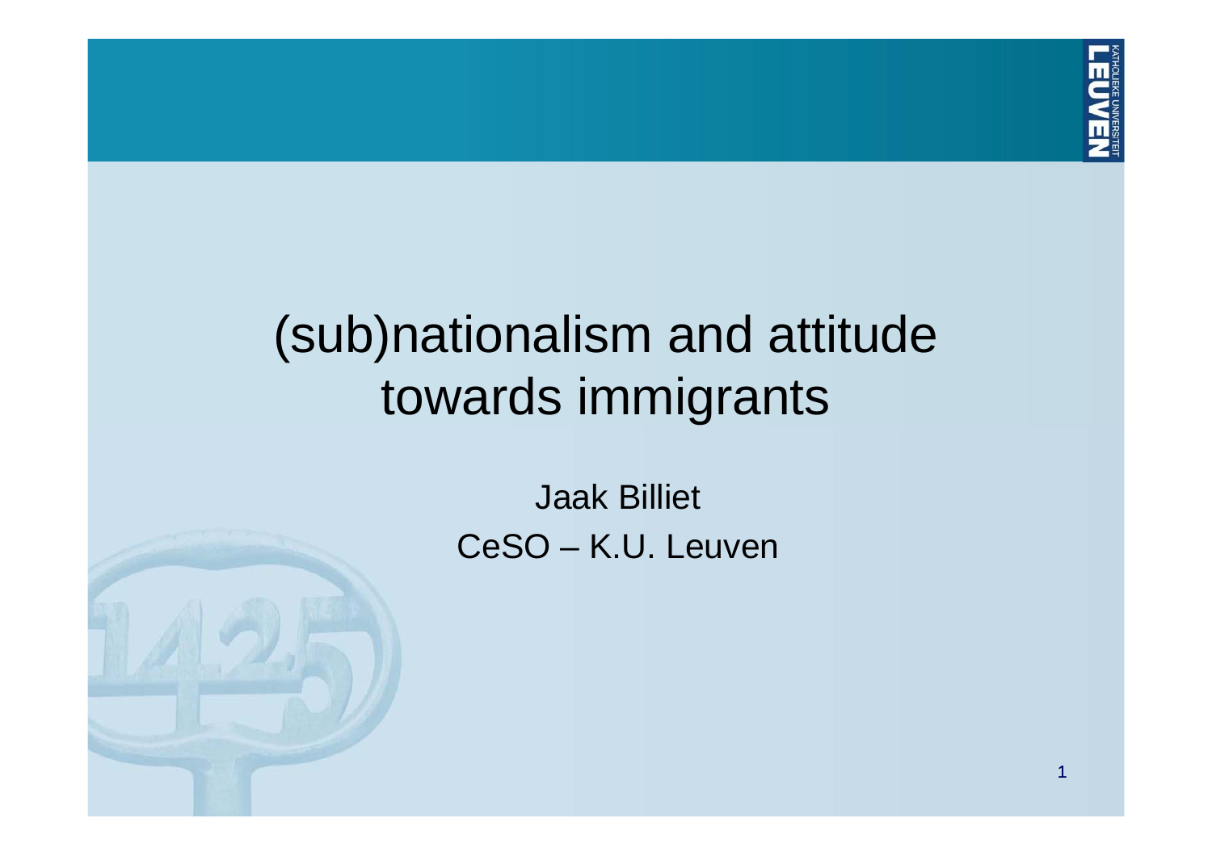# (sub)nationalism and attitude towards immigrants

Jaak Billiet

CeSO – K.U. Leuven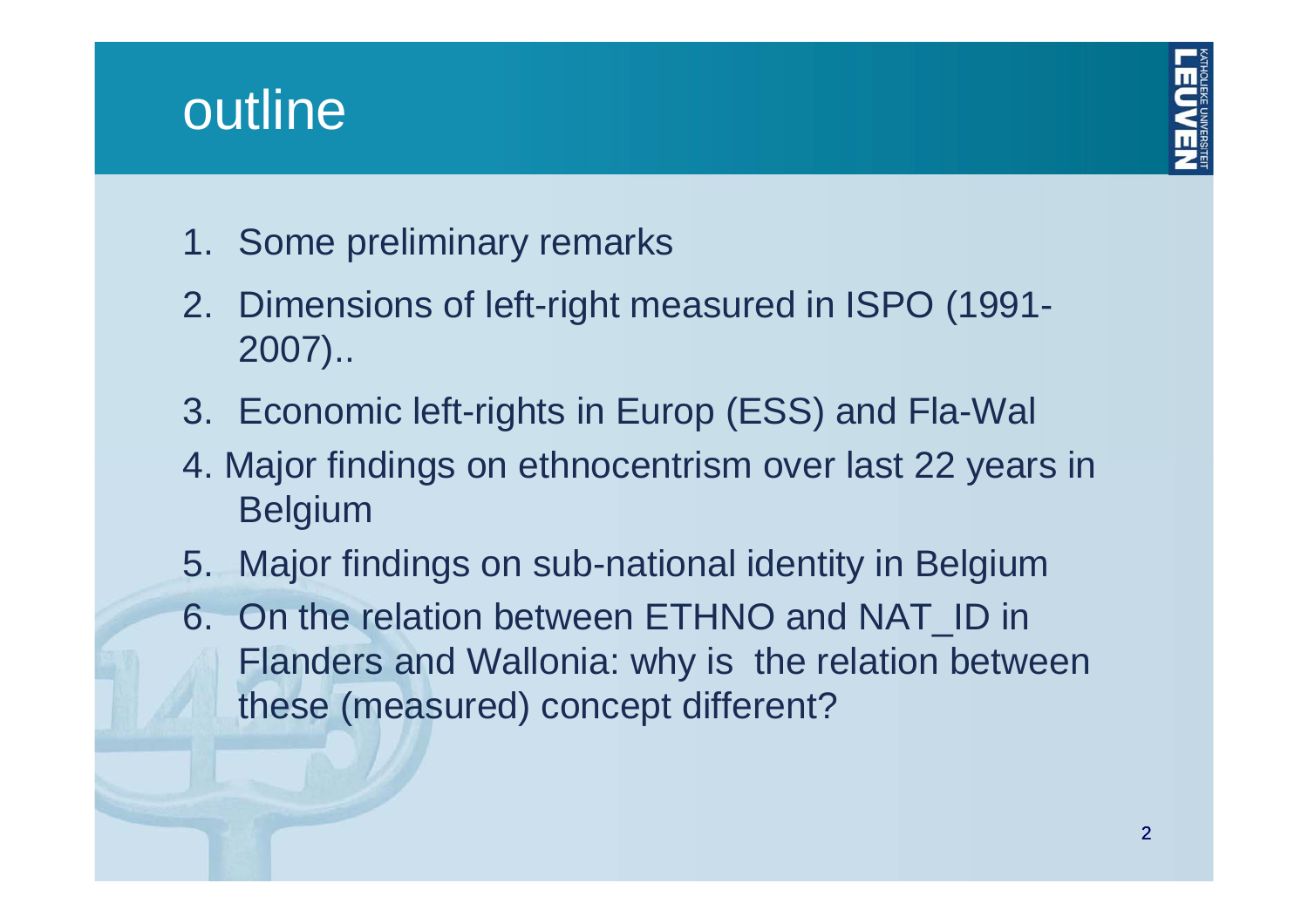# outline

1. Some preliminary remarks
2. Dimensions of left-right measured in ISPO (1991-2007)..
3. Economic left-rights in Europ (ESS) and Fla-Wal
4. Major findings on ethnocentrism over last 22 years in Belgium
5. Major findings on sub-national identity in Belgium
6. On the relation between ETHNO and NAT_ID in Flanders and Wallonia: why is the relation between these (measured) concept different?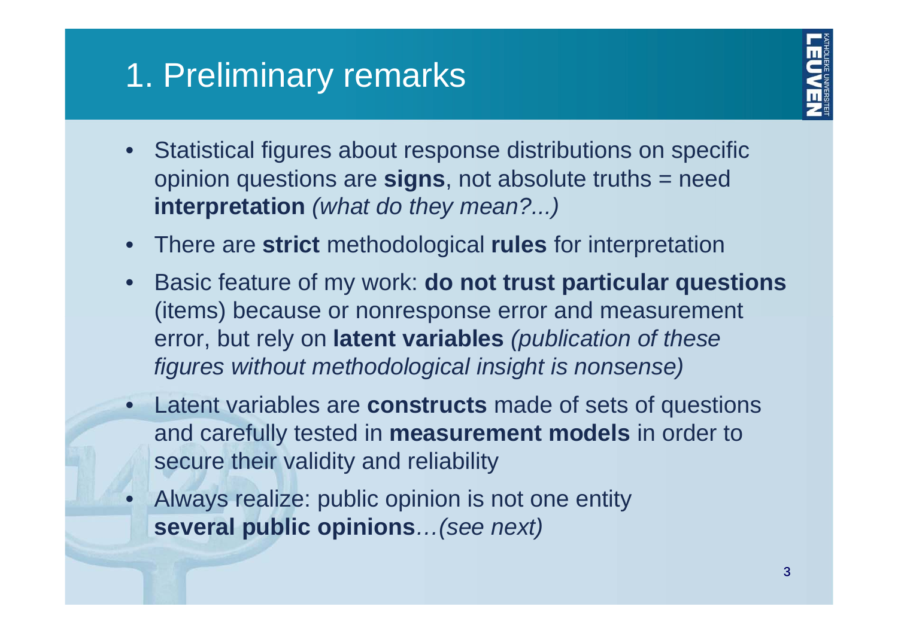# 1. Preliminary remarks

- Statistical figures about response distributions on specific opinion questions are **signs**, not absolute truths = need **interpretation** *(what do they mean?...)*
- There are **strict** methodological **rules** for interpretation
- Basic feature of my work: **do not trust particular questions** (items) because or nonresponse error and measurement error, but rely on **latent variables** *(publication of these figures without methodological insight is nonsense)*
- Latent variables are **constructs** made of sets of questions and carefully tested in **measurement models** in order to secure their validity and reliability
- Always realize: public opinion is not one entity **several public opinions**…*(see next)*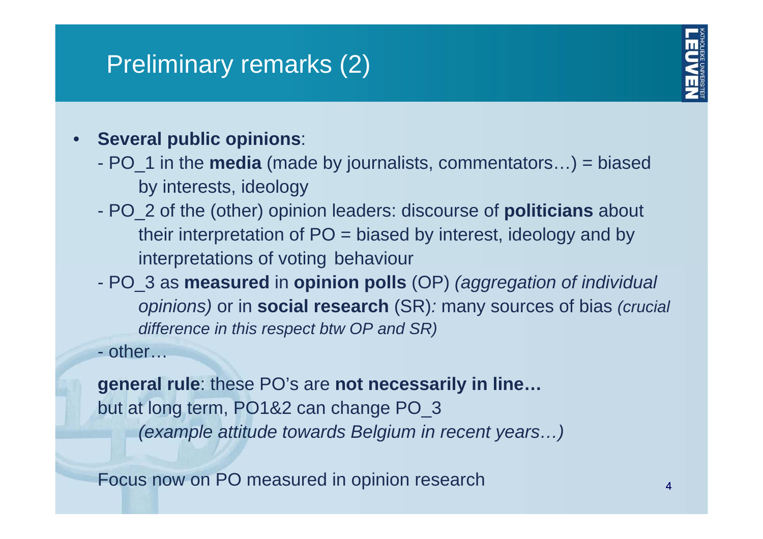# Preliminary remarks (2)

- **Several public opinions**:
  - PO_1 in the **media** (made by journalists, commentators…) = biased by interests, ideology
  - PO_2 of the (other) opinion leaders: discourse of **politicians** about their interpretation of PO = biased by interest, ideology and by interpretations of voting behaviour
  - PO_3 as **measured** in **opinion polls** (OP) *(aggregation of individual opinions)* or in **social research** (SR)*:* many sources of bias *(crucial difference in this respect btw OP and SR)*
  - other…

**general rule**: these PO's are **not necessarily in line…**
but at long term, PO1&2 can change PO_3
*(example attitude towards Belgium in recent years…)*

Focus now on PO measured in opinion research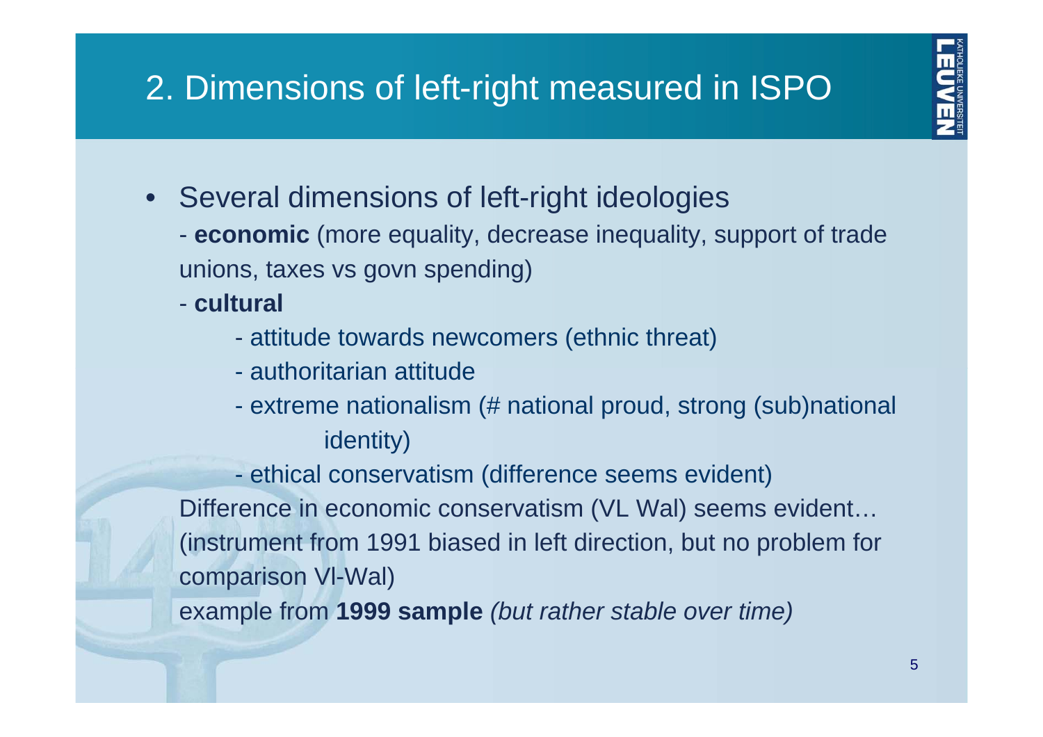# 2. Dimensions of left-right measured in ISPO

- Several dimensions of left-right ideologies
  - **economic** (more equality, decrease inequality, support of trade unions, taxes vs govn spending)
  - **cultural**
    - attitude towards newcomers (ethnic threat)
    - authoritarian attitude
    - extreme nationalism (# national proud, strong (sub)national identity)
    - ethical conservatism (difference seems evident)

  Difference in economic conservatism (VL Wal) seems evident… (instrument from 1991 biased in left direction, but no problem for comparison Vl-Wal)

  example from **1999 sample** *(but rather stable over time)*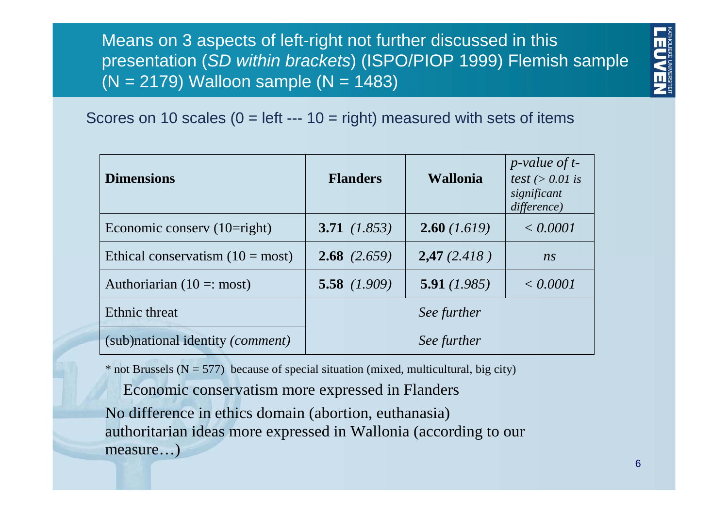# Means on 3 aspects of left-right not further discussed in this presentation (*SD within brackets*) (ISPO/PIOP 1999) Flemish sample (N = 2179) Walloon sample (N = 1483)

Scores on 10 scales (0 = left --- 10 = right) measured with sets of items

| **Dimensions** | **Flanders** | **Wallonia** | *p-value of t-test (> 0.01 is significant difference)* |
|---|---|---|---|
| Economic conserv (10=right) | **3.71** *(1.853)* | **2.60** *(1.619)* | *< 0.0001* |
| Ethical conservatism (10 = most) | **2.68** *(2.659)* | **2,47** *(2.418 )* | *ns* |
| Authoriarian (10 =: most) | **5.58** *(1.909)* | **5.91** *(1.985)* | *< 0.0001* |
| Ethnic threat | *See further* | | |
| (sub)national identity *(comment)* | *See further* | | |

* not Brussels (N = 577) because of special situation (mixed, multicultural, big city)

Economic conservatism more expressed in Flanders

No difference in ethics domain (abortion, euthanasia)
authoritarian ideas more expressed in Wallonia (according to our measure…)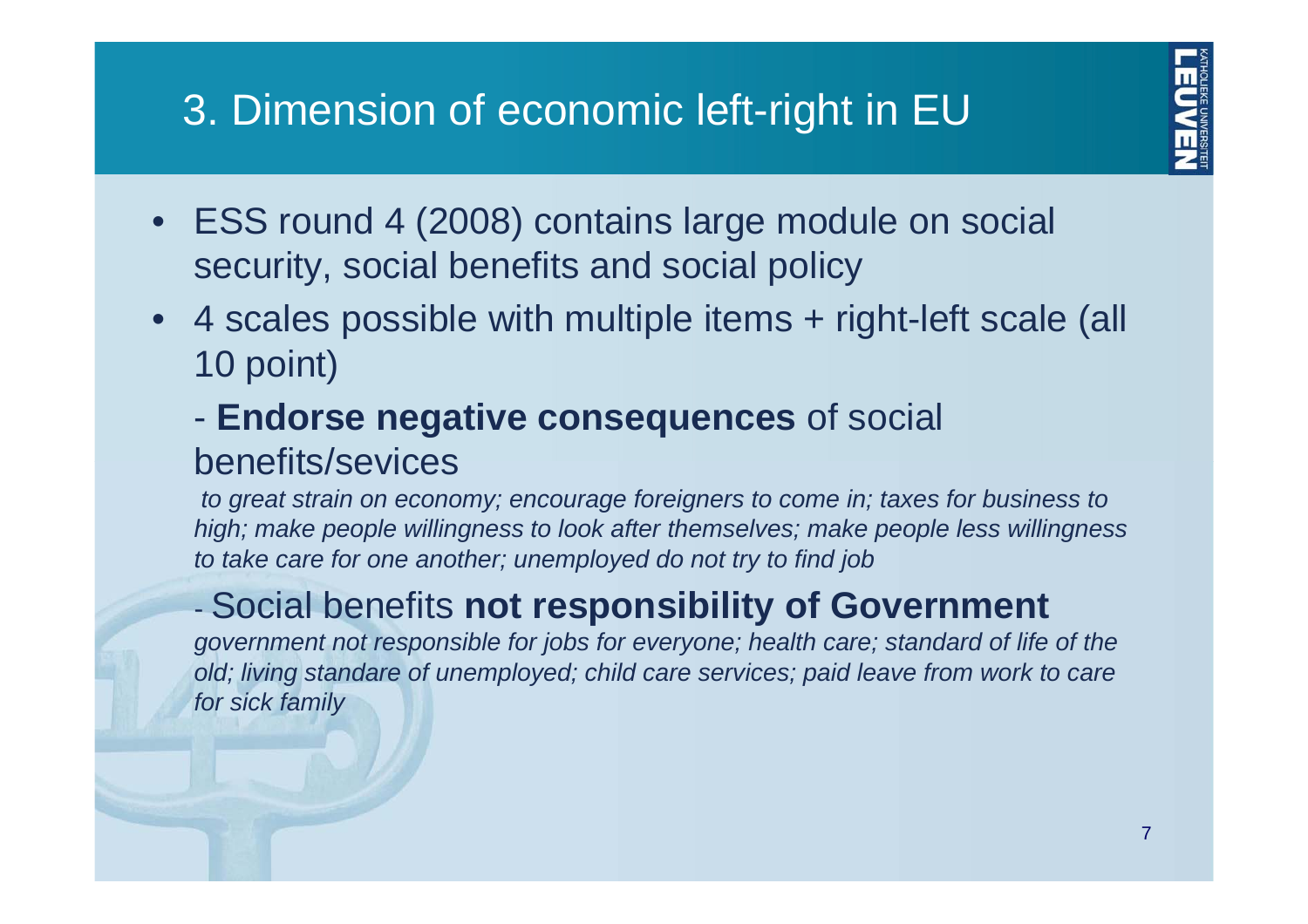# 3. Dimension of economic left-right in EU

- ESS round 4 (2008) contains large module on social security, social benefits and social policy
- 4 scales possible with multiple items + right-left scale (all 10 point)

  - **Endorse negative consequences** of social benefits/sevices

    *to great strain on economy; encourage foreigners to come in; taxes for business to high; make people willingness to look after themselves; make people less willingness to take care for one another; unemployed do not try to find job*

  - Social benefits **not responsibility of Government**

    *government not responsible for jobs for everyone; health care; standard of life of the old; living standare of unemployed; child care services; paid leave from work to care for sick family*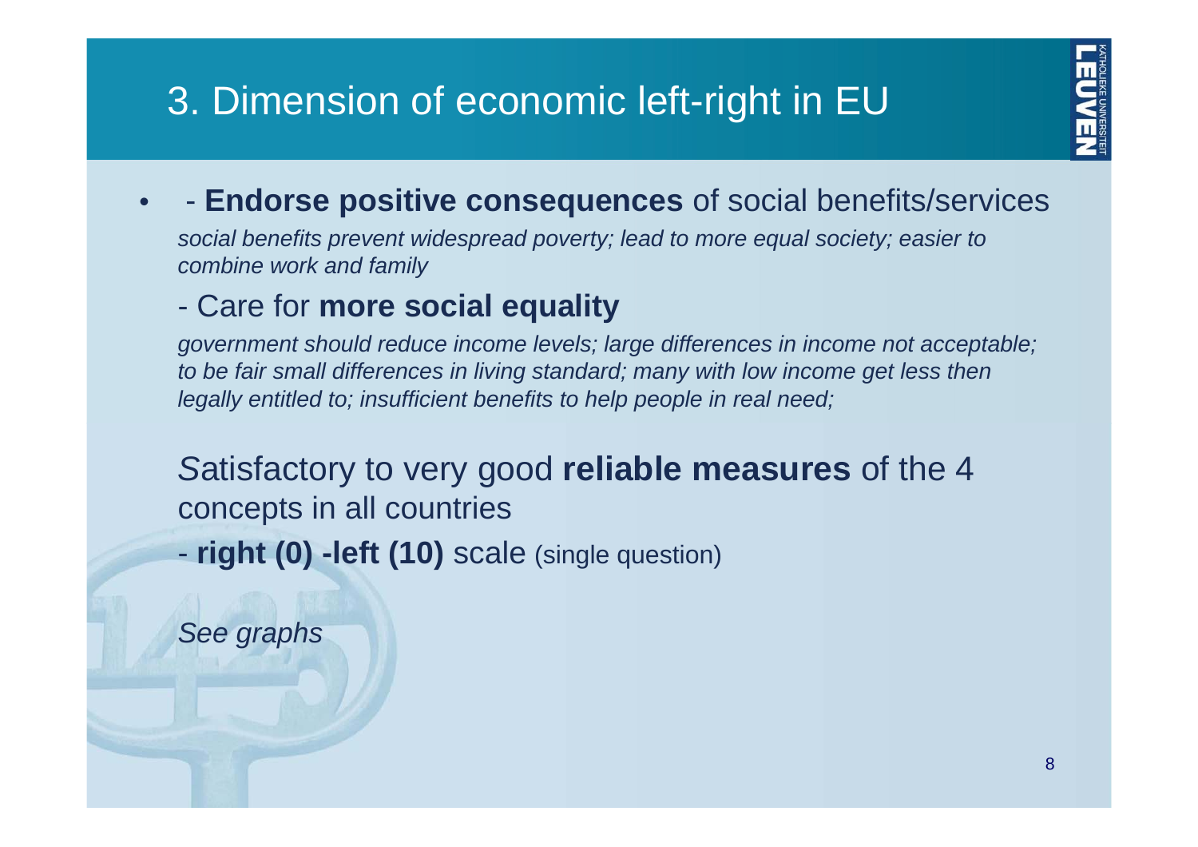# 3. Dimension of economic left-right in EU

- \- **Endorse positive consequences** of social benefits/services

  *social benefits prevent widespread poverty; lead to more equal society; easier to combine work and family*

  \- Care for **more social equality**

  *government should reduce income levels; large differences in income not acceptable; to be fair small differences in living standard; many with low income get less then legally entitled to; insufficient benefits to help people in real need;*

  Satisfactory to very good **reliable measures** of the 4 concepts in all countries

  \- **right (0) -left (10)** scale (single question)

  *See graphs*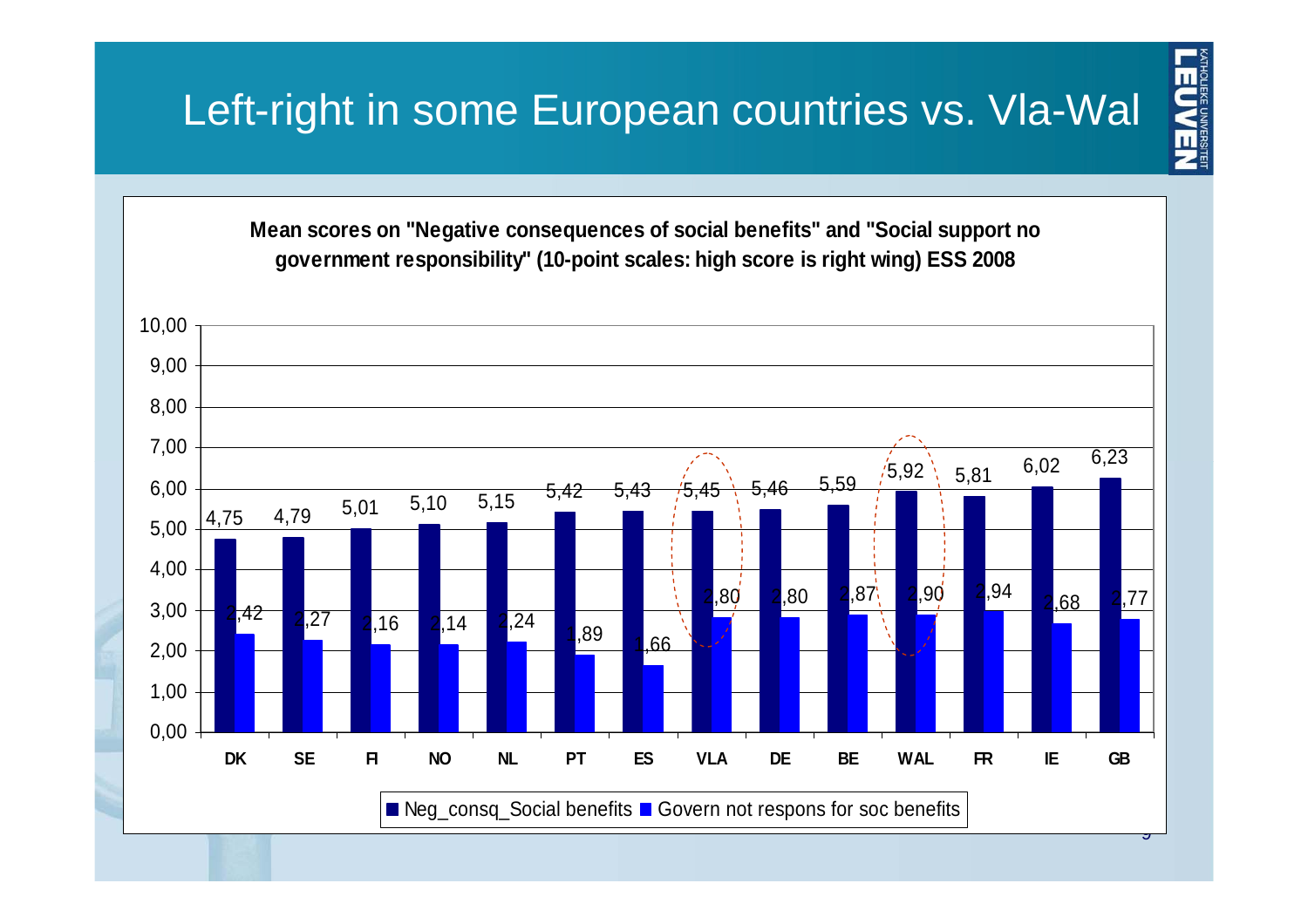# Left-right in some European countries vs. Vla-Wal

**Mean scores on "Negative consequences of social benefits" and "Social support no government responsibility" (10-point scales: high score is right wing) ESS 2008**

| | DK | SE | FI | NO | NL | PT | ES | VLA | DE | BE | WAL | FR | IE | GB |
|---|---|---|---|---|---|---|---|---|---|---|---|---|---|---|
| Neg_consq_Social benefits | 4,75 | 4,79 | 5,01 | 5,10 | 5,15 | 5,42 | 5,43 | 5,45 | 5,46 | 5,59 | 5,92 | 5,81 | 6,02 | 6,23 |
| Govern not respons for soc benefits | 2,42 | 2,27 | 2,16 | 2,14 | 2,24 | 1,89 | 1,66 | 2,80 | 2,80 | 2,87 | 2,90 | 2,94 | 2,68 | 2,77 |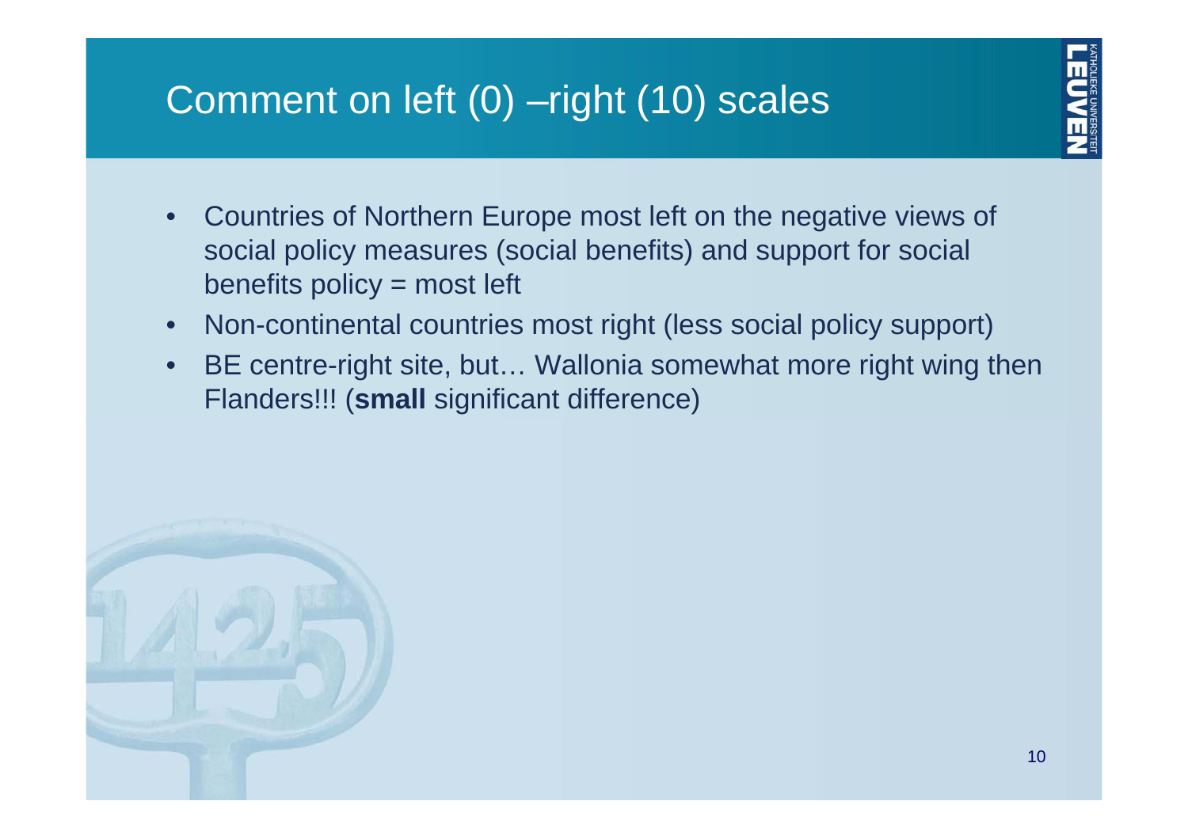# Comment on left (0) –right (10) scales

- Countries of Northern Europe most left on the negative views of social policy measures (social benefits) and support for social benefits policy = most left
- Non-continental countries most right (less social policy support)
- BE centre-right site, but… Wallonia somewhat more right wing then Flanders!!! (**small** significant difference)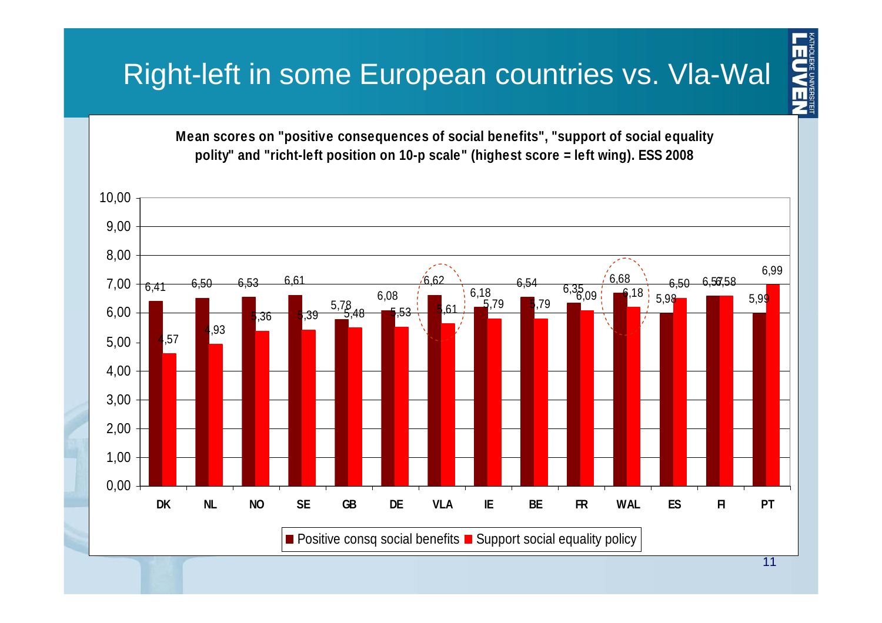# Right-left in some European countries vs. Vla-Wal

**Mean scores on "positive consequences of social benefits", "support of social equality polity" and "richt-left position on 10-p scale" (highest score = left wing). ESS 2008**

| | DK | NL | NO | SE | GB | DE | VLA | IE | BE | FR | WAL | ES | FI | PT |
|---|---|---|---|---|---|---|---|---|---|---|---|---|---|---|
| Positive consq social benefits | 6,41 | 6,50 | 6,53 | 6,61 | 5,78 | 6,08 | 6,62 | 6,18 | 6,54 | 6,35 | 6,68 | 5,98 | 6,57 | 5,99 |
| Support social equality policy | 4,57 | 4,93 | 5,36 | 5,39 | 5,48 | 5,53 | 5,61 | 5,79 | 5,79 | 6,09 | 6,18 | 6,50 | 6,58 | 6,99 |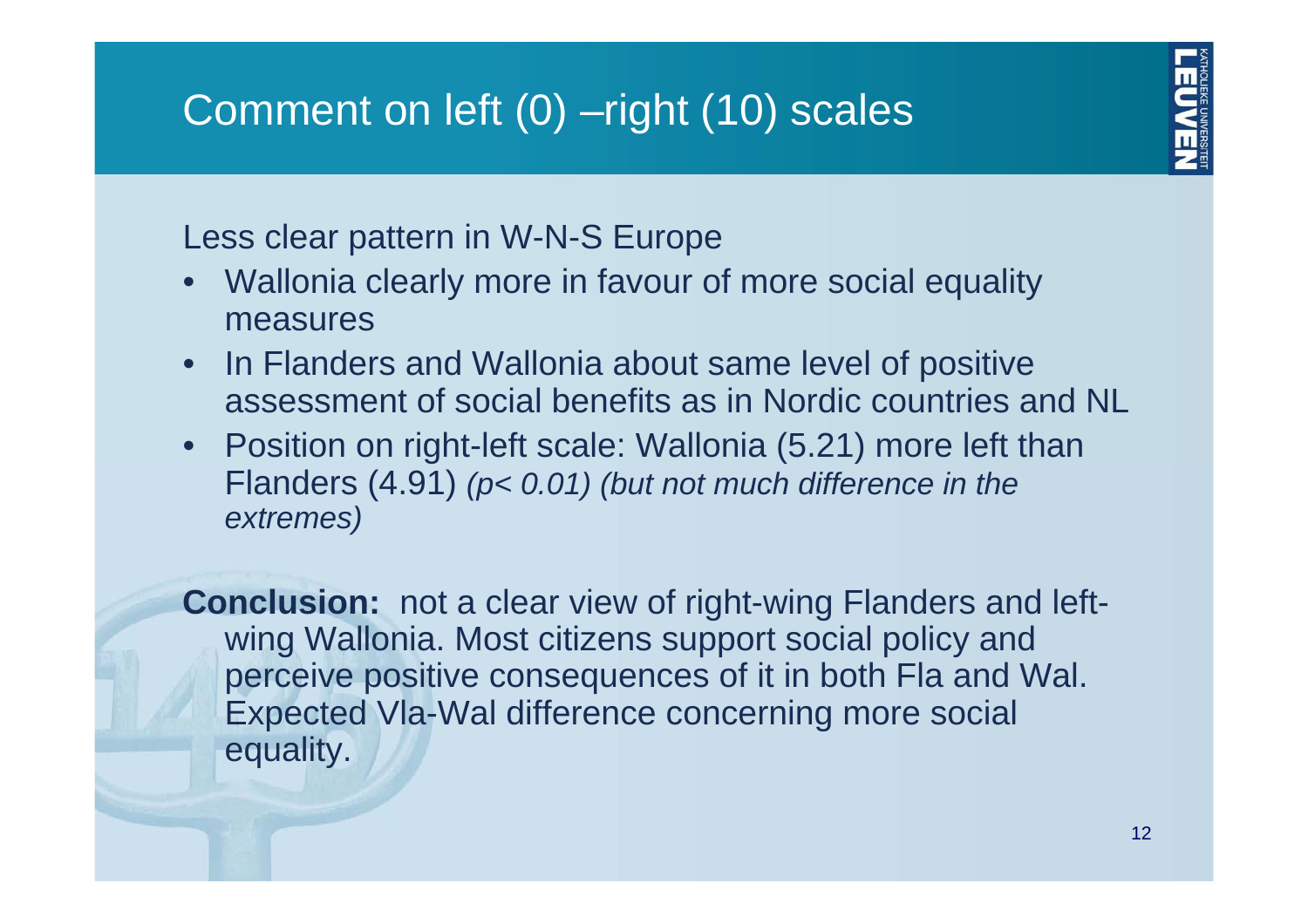# Comment on left (0) –right (10) scales

Less clear pattern in W-N-S Europe

- Wallonia clearly more in favour of more social equality measures
- In Flanders and Wallonia about same level of positive assessment of social benefits as in Nordic countries and NL
- Position on right-left scale: Wallonia (5.21) more left than Flanders (4.91) *($p< 0.01$) (but not much difference in the extremes)*

**Conclusion:** not a clear view of right-wing Flanders and left-wing Wallonia. Most citizens support social policy and perceive positive consequences of it in both Fla and Wal. Expected Vla-Wal difference concerning more social equality.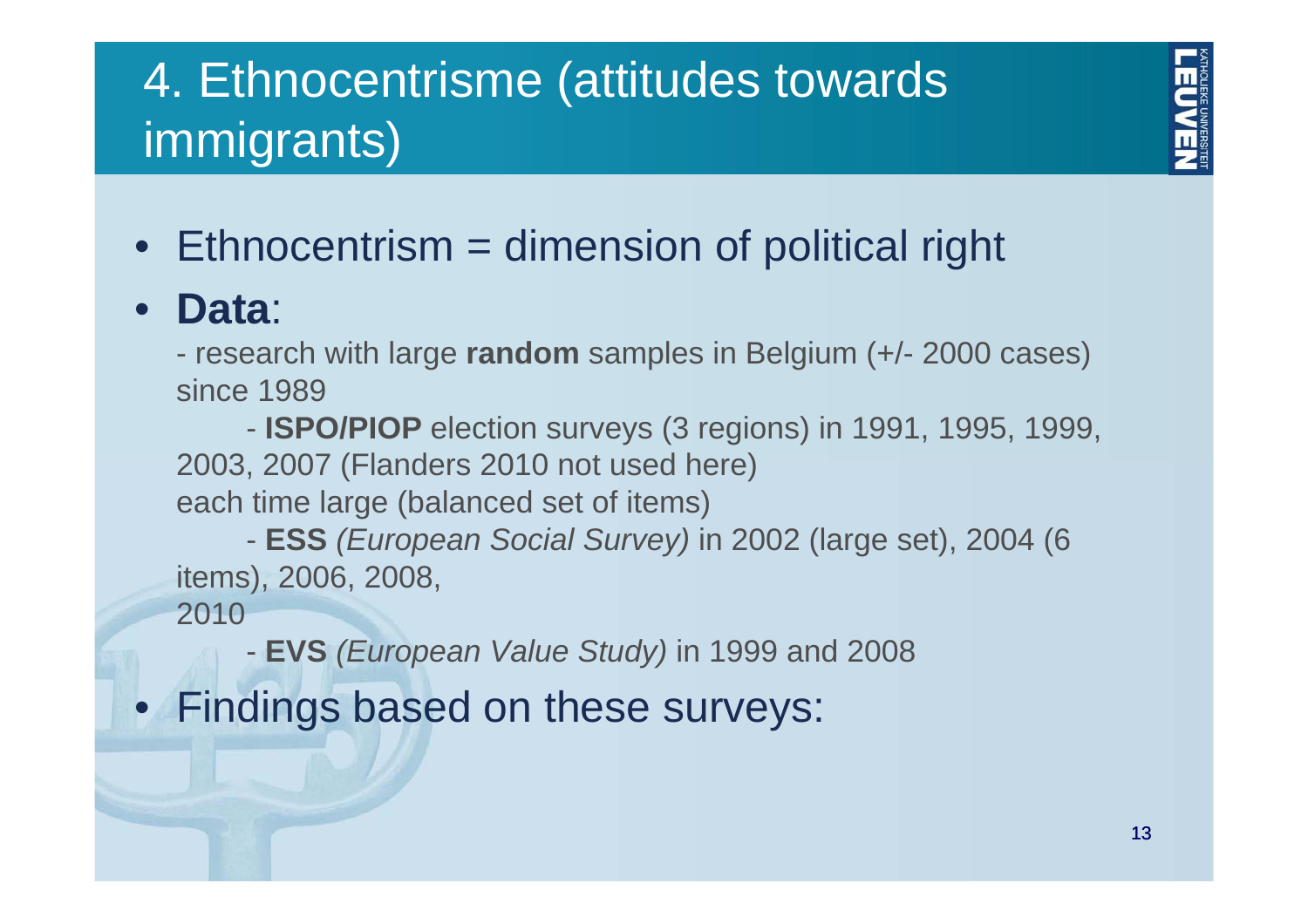# 4. Ethnocentrisme (attitudes towards immigrants)

- Ethnocentrism = dimension of political right
- **Data**:

  - research with large **random** samples in Belgium (+/- 2000 cases) since 1989

    - **ISPO/PIOP** election surveys (3 regions) in 1991, 1995, 1999, 2003, 2007 (Flanders 2010 not used here) each time large (balanced set of items)

    - **ESS** *(European Social Survey)* in 2002 (large set), 2004 (6 items), 2006, 2008, 2010

    - **EVS** *(European Value Study)* in 1999 and 2008

- Findings based on these surveys: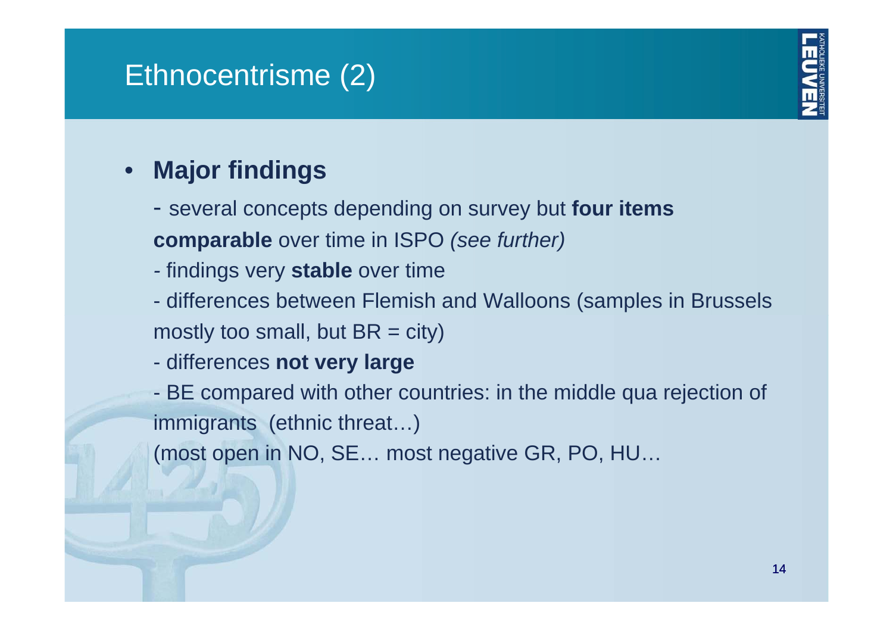# Ethnocentrisme (2)

- **Major findings**

  - several concepts depending on survey but **four items comparable** over time in ISPO *(see further)*

  - findings very **stable** over time

  - differences between Flemish and Walloons (samples in Brussels mostly too small, but BR = city)

  - differences **not very large**

  - BE compared with other countries: in the middle qua rejection of immigrants (ethnic threat…)

  (most open in NO, SE… most negative GR, PO, HU…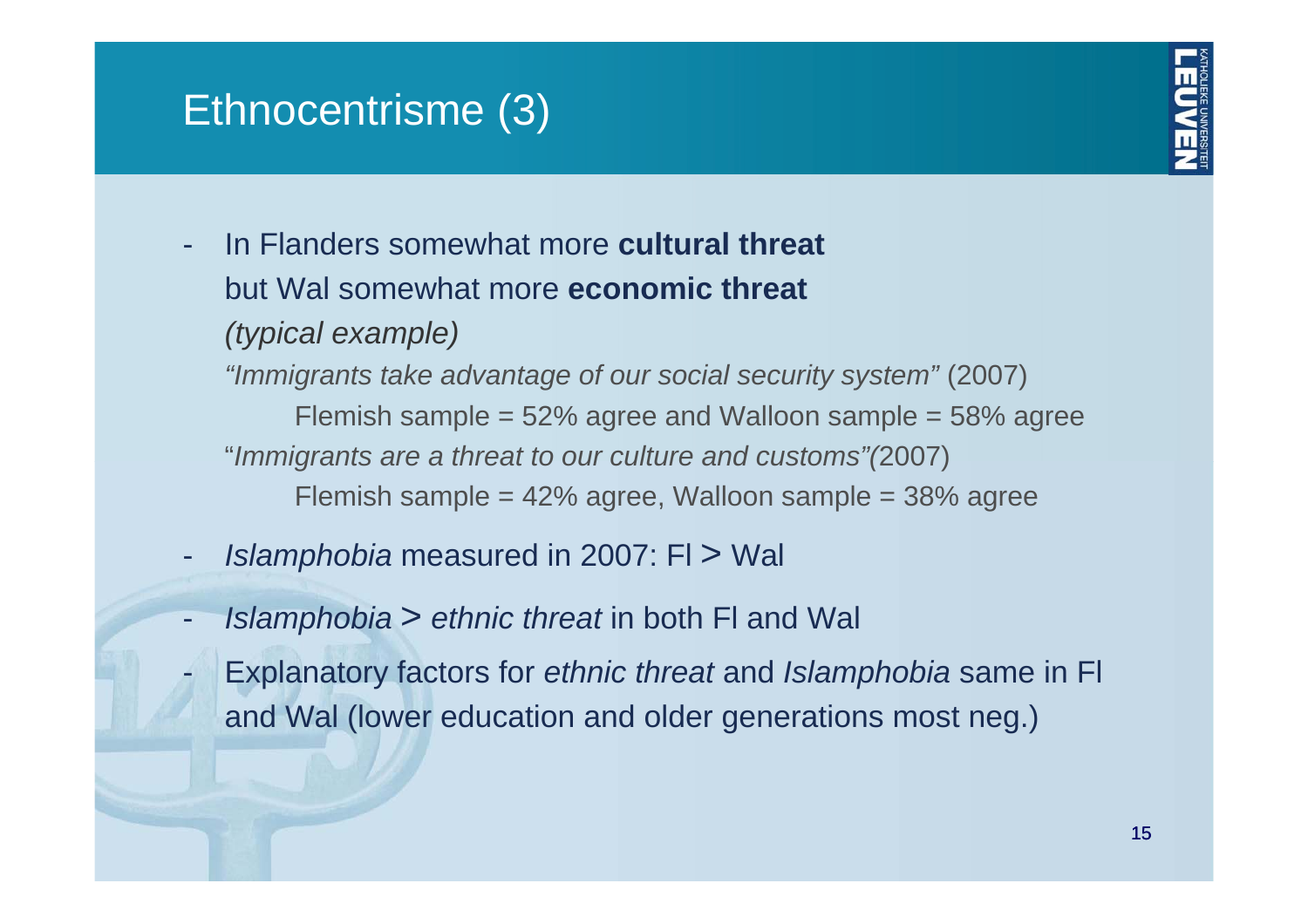# Ethnocentrisme (3)

- In Flanders somewhat more **cultural threat** but Wal somewhat more **economic threat**
  *(typical example)*
  *"Immigrants take advantage of our social security system"* (2007)
  Flemish sample = 52% agree and Walloon sample = 58% agree
  "*Immigrants are a threat to our culture and customs"(*2007)
  Flemish sample = 42% agree, Walloon sample = 38% agree
- *Islamphobia* measured in 2007: Fl > Wal
- *Islamphobia* > *ethnic threat* in both Fl and Wal
- Explanatory factors for *ethnic threat* and *Islamphobia* same in Fl and Wal (lower education and older generations most neg.)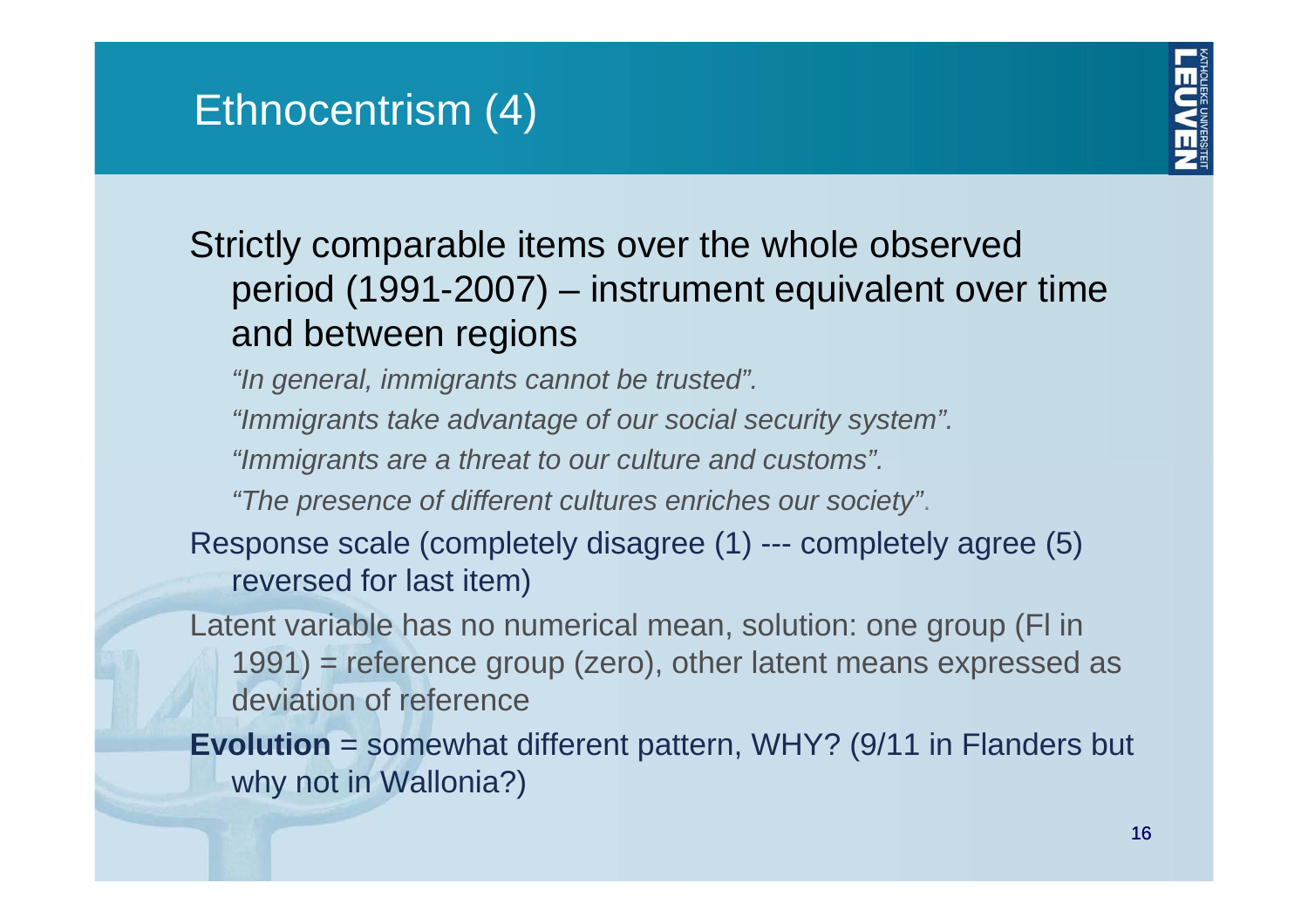# Ethnocentrism (4)

Strictly comparable items over the whole observed period (1991-2007) – instrument equivalent over time and between regions

*"In general, immigrants cannot be trusted".*

*"Immigrants take advantage of our social security system".*

*"Immigrants are a threat to our culture and customs".*

*"The presence of different cultures enriches our society"*.

Response scale (completely disagree (1) --- completely agree (5) reversed for last item)

Latent variable has no numerical mean, solution: one group (Fl in 1991) = reference group (zero), other latent means expressed as deviation of reference

**Evolution** = somewhat different pattern, WHY? (9/11 in Flanders but why not in Wallonia?)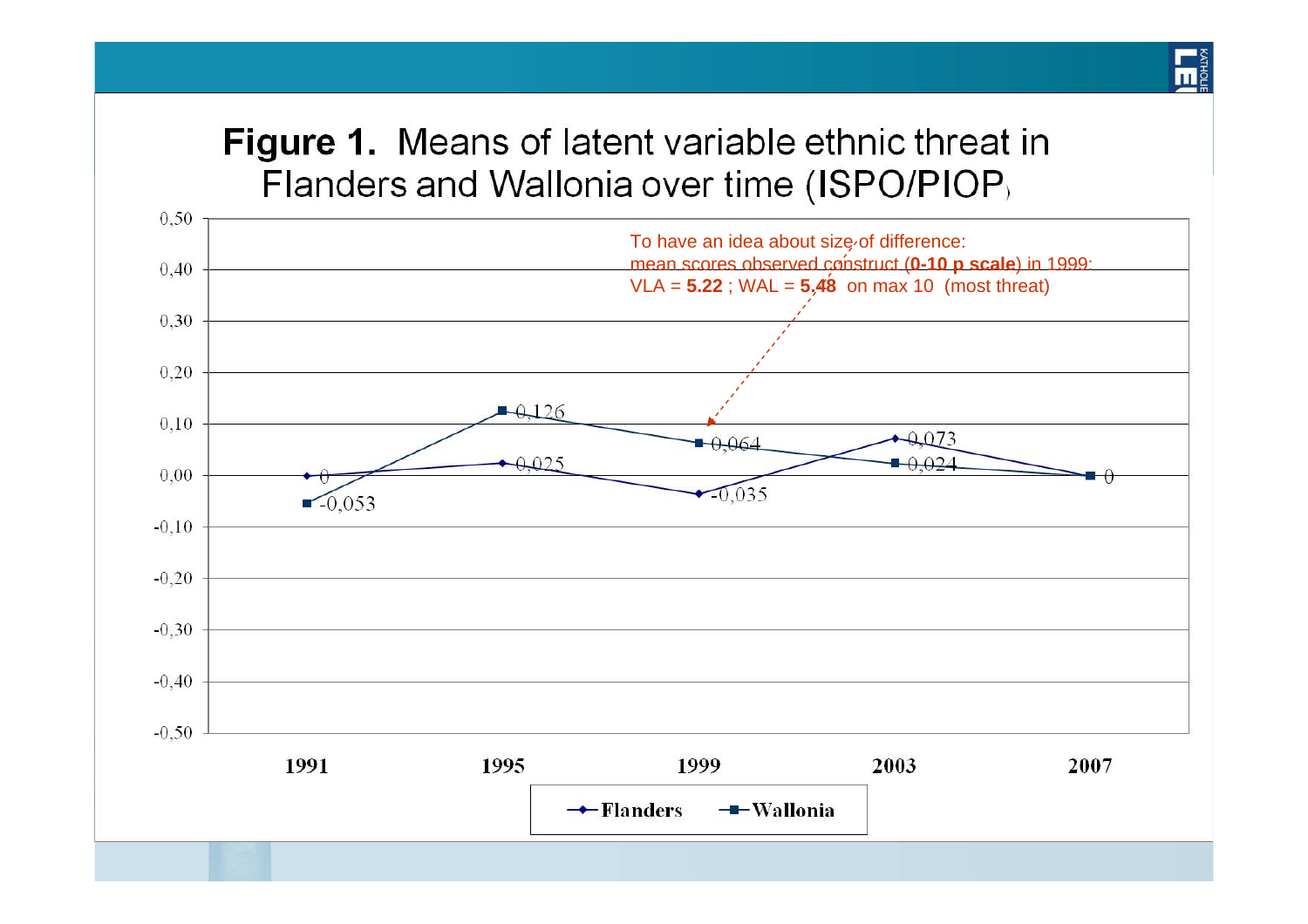**Figure 1.** Means of latent variable ethnic threat in Flanders and Wallonia over time (ISPO/PIOP)

To have an idea about size of difference: mean scores observed construct (**0-10 p scale**) in 1999: VLA = **5.22** ; WAL = **5.48** on max 10 (most threat)

| Year | Flanders | Wallonia |
|---|---|---|
| 1991 | 0 | -0,053 |
| 1995 | 0,025 | 0,126 |
| 1999 | -0,035 | 0,064 |
| 2003 | 0,073 | 0,024 |
| 2007 | 0 | 0 |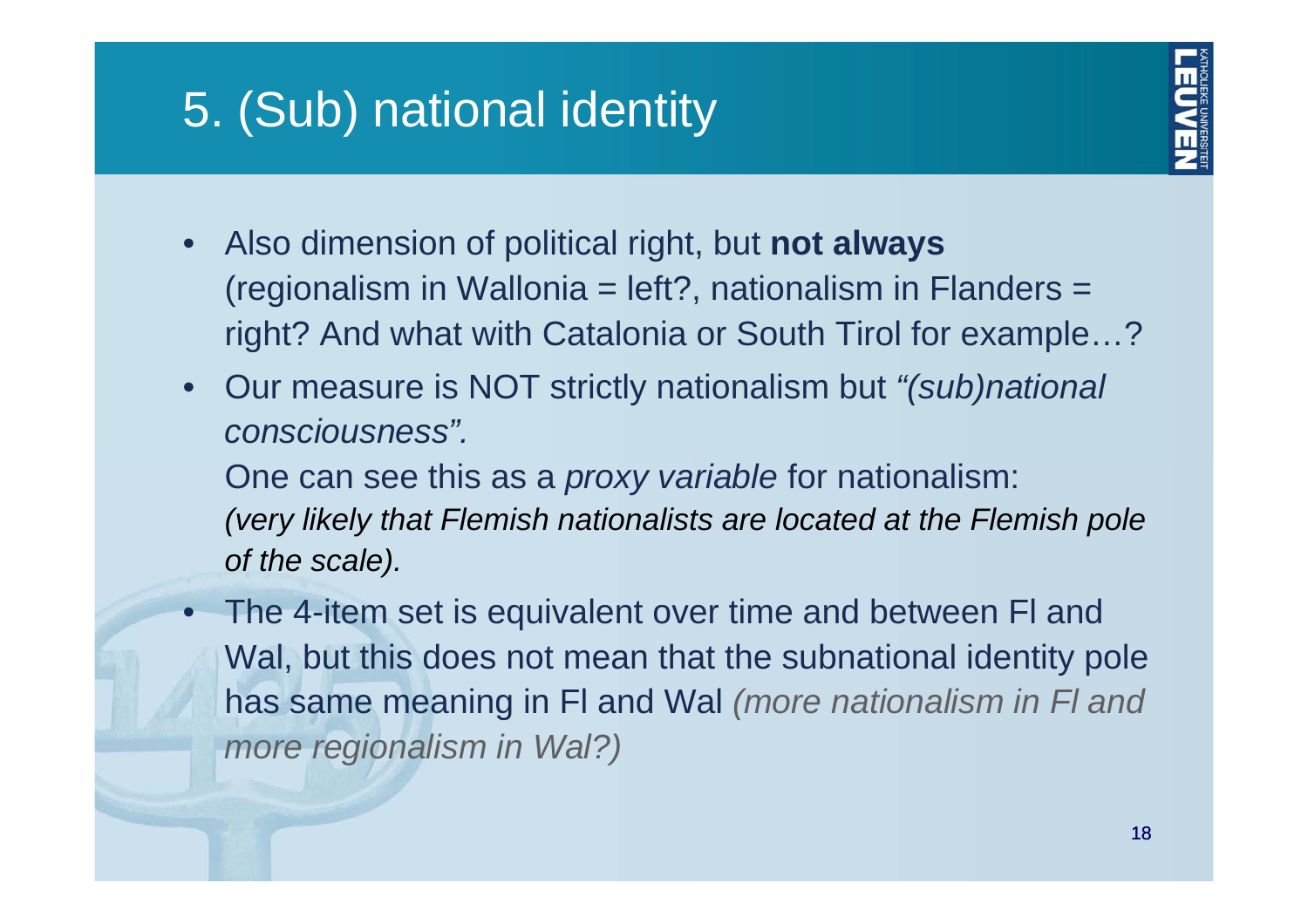# 5. (Sub) national identity

- Also dimension of political right, but **not always** (regionalism in Wallonia = left?, nationalism in Flanders = right? And what with Catalonia or South Tirol for example…?
- Our measure is NOT strictly nationalism but *"(sub)national consciousness".*

  One can see this as a *proxy variable* for nationalism: *(very likely that Flemish nationalists are located at the Flemish pole of the scale).*
- The 4-item set is equivalent over time and between Fl and Wal, but this does not mean that the subnational identity pole has same meaning in Fl and Wal *(more nationalism in Fl and more regionalism in Wal?)*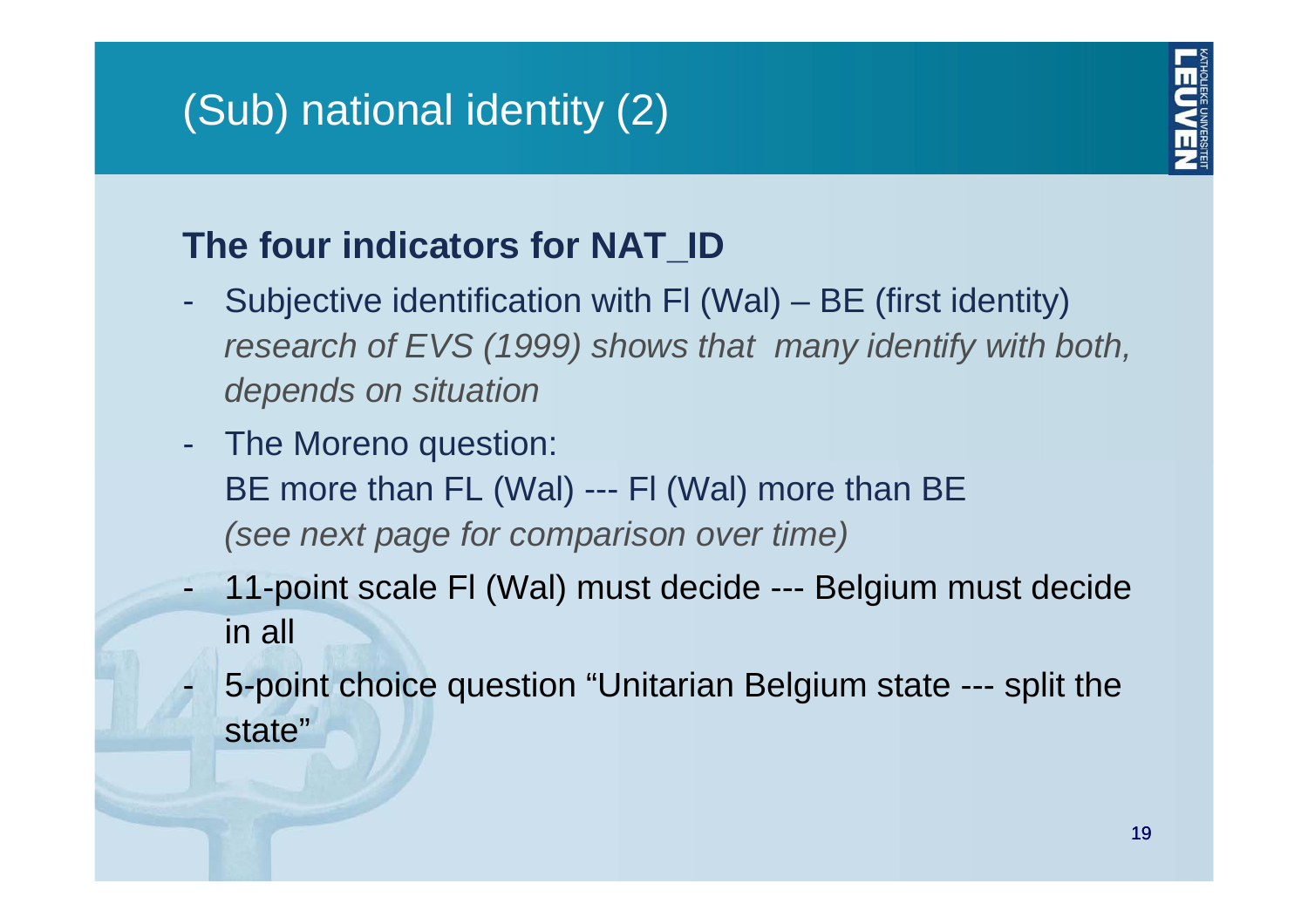# (Sub) national identity (2)

## The four indicators for NAT_ID

- Subjective identification with Fl (Wal) – BE (first identity)
  *research of EVS (1999) shows that many identify with both, depends on situation*
- The Moreno question:
  BE more than FL (Wal) --- Fl (Wal) more than BE
  *(see next page for comparison over time)*
- 11-point scale Fl (Wal) must decide --- Belgium must decide in all
- 5-point choice question "Unitarian Belgium state --- split the state"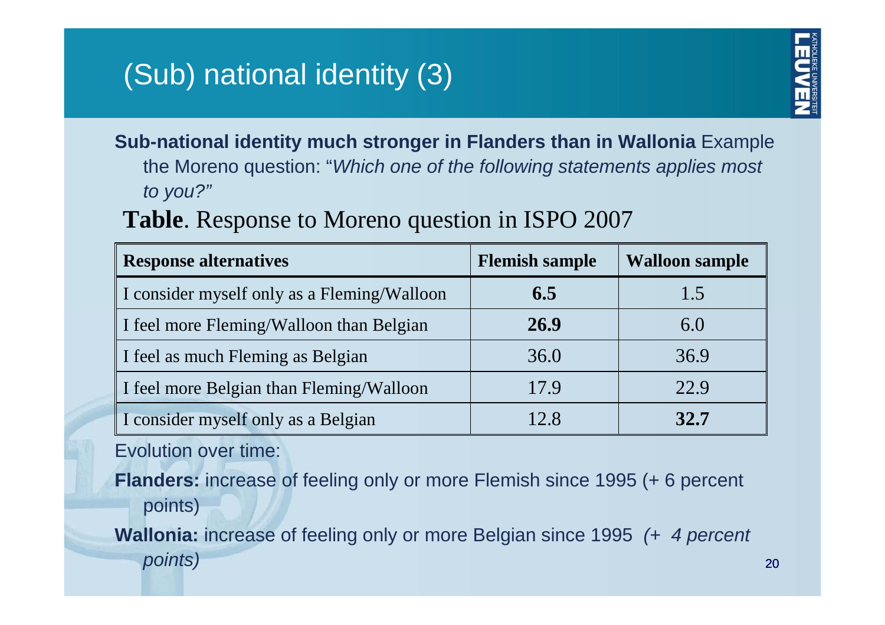# (Sub) national identity (3)

**Sub-national identity much stronger in Flanders than in Wallonia** Example the Moreno question: "*Which one of the following statements applies most to you?*"

**Table**. Response to Moreno question in ISPO 2007

| **Response alternatives** | **Flemish sample** | **Walloon sample** |
|---|---|---|
| I consider myself only as a Fleming/Walloon | **6.5** | 1.5 |
| I feel more Fleming/Walloon than Belgian | **26.9** | 6.0 |
| I feel as much Fleming as Belgian | 36.0 | 36.9 |
| I feel more Belgian than Fleming/Walloon | 17.9 | 22.9 |
| I consider myself only as a Belgian | 12.8 | **32.7** |

Evolution over time:

**Flanders:** increase of feeling only or more Flemish since 1995 (+ 6 percent points)

**Wallonia:** increase of feeling only or more Belgian since 1995 *(+ 4 percent points)*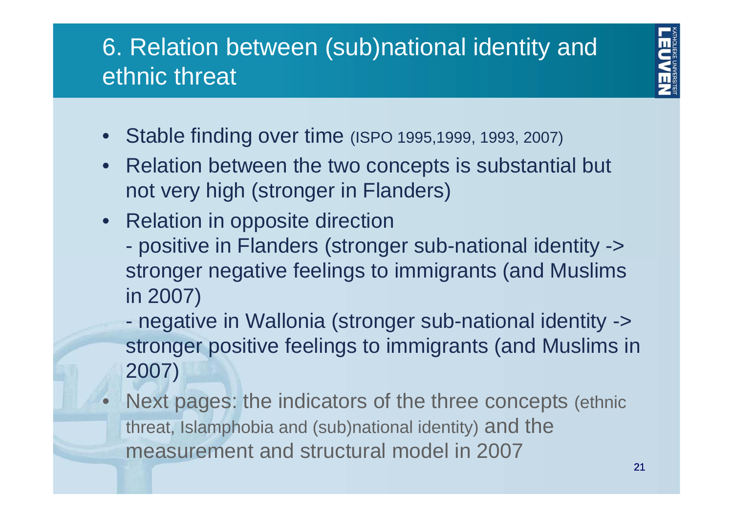# 6. Relation between (sub)national identity and ethnic threat

- Stable finding over time (ISPO 1995,1999, 1993, 2007)
- Relation between the two concepts is substantial but not very high (stronger in Flanders)
- Relation in opposite direction
  - positive in Flanders (stronger sub-national identity -> stronger negative feelings to immigrants (and Muslims in 2007)
  - negative in Wallonia (stronger sub-national identity -> stronger positive feelings to immigrants (and Muslims in 2007)
- Next pages: the indicators of the three concepts (ethnic threat, Islamphobia and (sub)national identity) and the measurement and structural model in 2007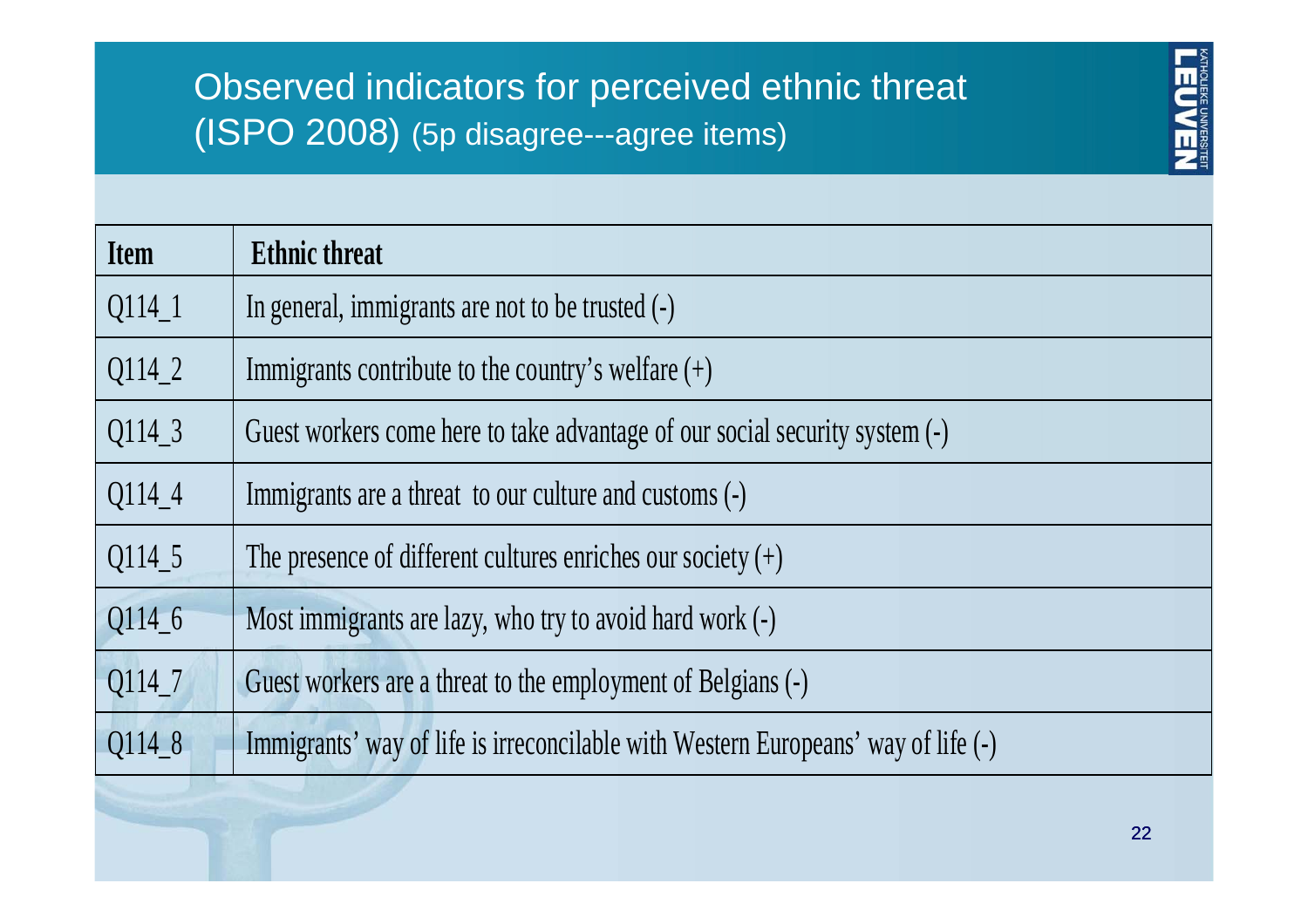# Observed indicators for perceived ethnic threat (ISPO 2008) (5p disagree---agree items)

| Item | Ethnic threat |
|---|---|
| Q114_1 | In general, immigrants are not to be trusted (-) |
| Q114_2 | Immigrants contribute to the country's welfare (+) |
| Q114_3 | Guest workers come here to take advantage of our social security system (-) |
| Q114_4 | Immigrants are a threat to our culture and customs (-) |
| Q114_5 | The presence of different cultures enriches our society (+) |
| Q114_6 | Most immigrants are lazy, who try to avoid hard work (-) |
| Q114_7 | Guest workers are a threat to the employment of Belgians (-) |
| Q114_8 | Immigrants' way of life is irreconcilable with Western Europeans' way of life (-) |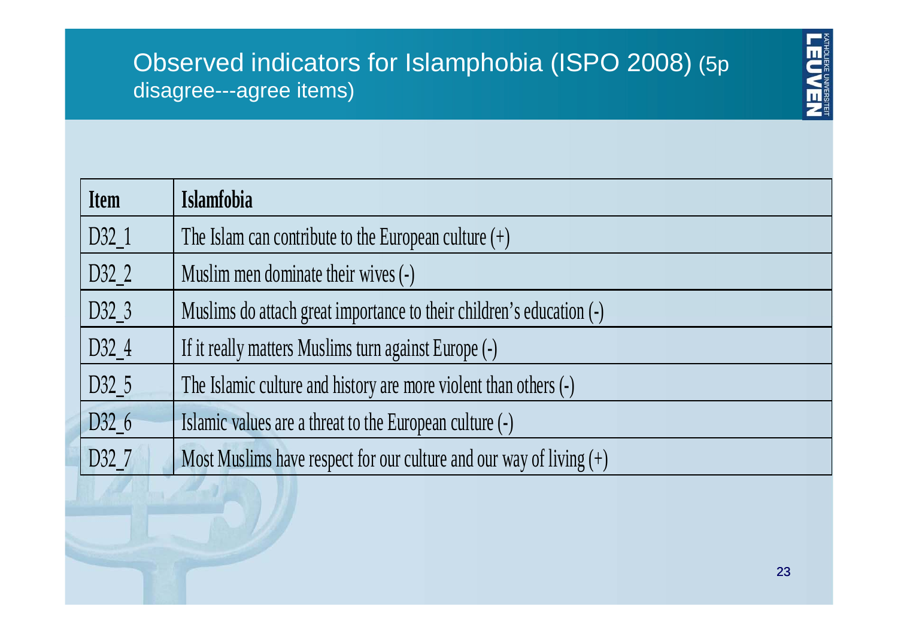# Observed indicators for Islamphobia (ISPO 2008) (5p disagree---agree items)

| Item | Islamfobia |
|---|---|
| D32_1 | The Islam can contribute to the European culture (+) |
| D32_2 | Muslim men dominate their wives (-) |
| D32_3 | Muslims do attach great importance to their children's education (-) |
| D32_4 | If it really matters Muslims turn against Europe (-) |
| D32_5 | The Islamic culture and history are more violent than others (-) |
| D32_6 | Islamic values are a threat to the European culture (-) |
| D32_7 | Most Muslims have respect for our culture and our way of living (+) |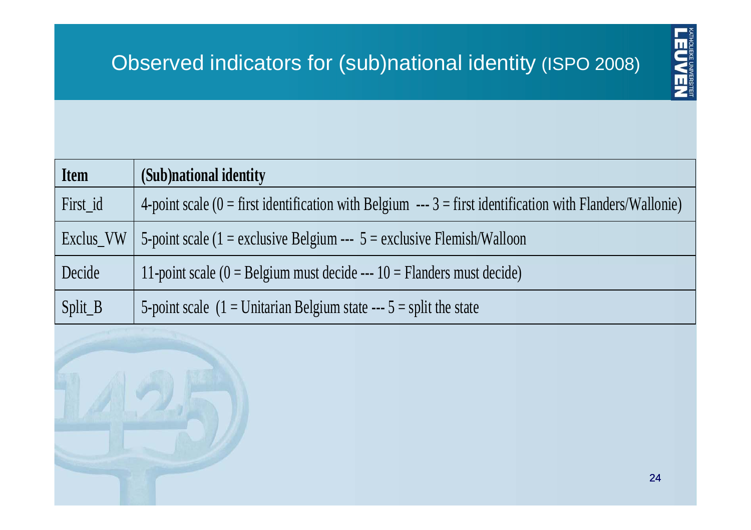# Observed indicators for (sub)national identity (ISPO 2008)

| **Item** | **(Sub)national identity** |
|---|---|
| First_id | 4-point scale (0 = first identification with Belgium --- 3 = first identification with Flanders/Wallonie) |
| Exclus_VW | 5-point scale (1 = exclusive Belgium --- 5 = exclusive Flemish/Walloon |
| Decide | 11-point scale (0 = Belgium must decide --- 10 = Flanders must decide) |
| Split_B | 5-point scale (1 = Unitarian Belgium state --- 5 = split the state |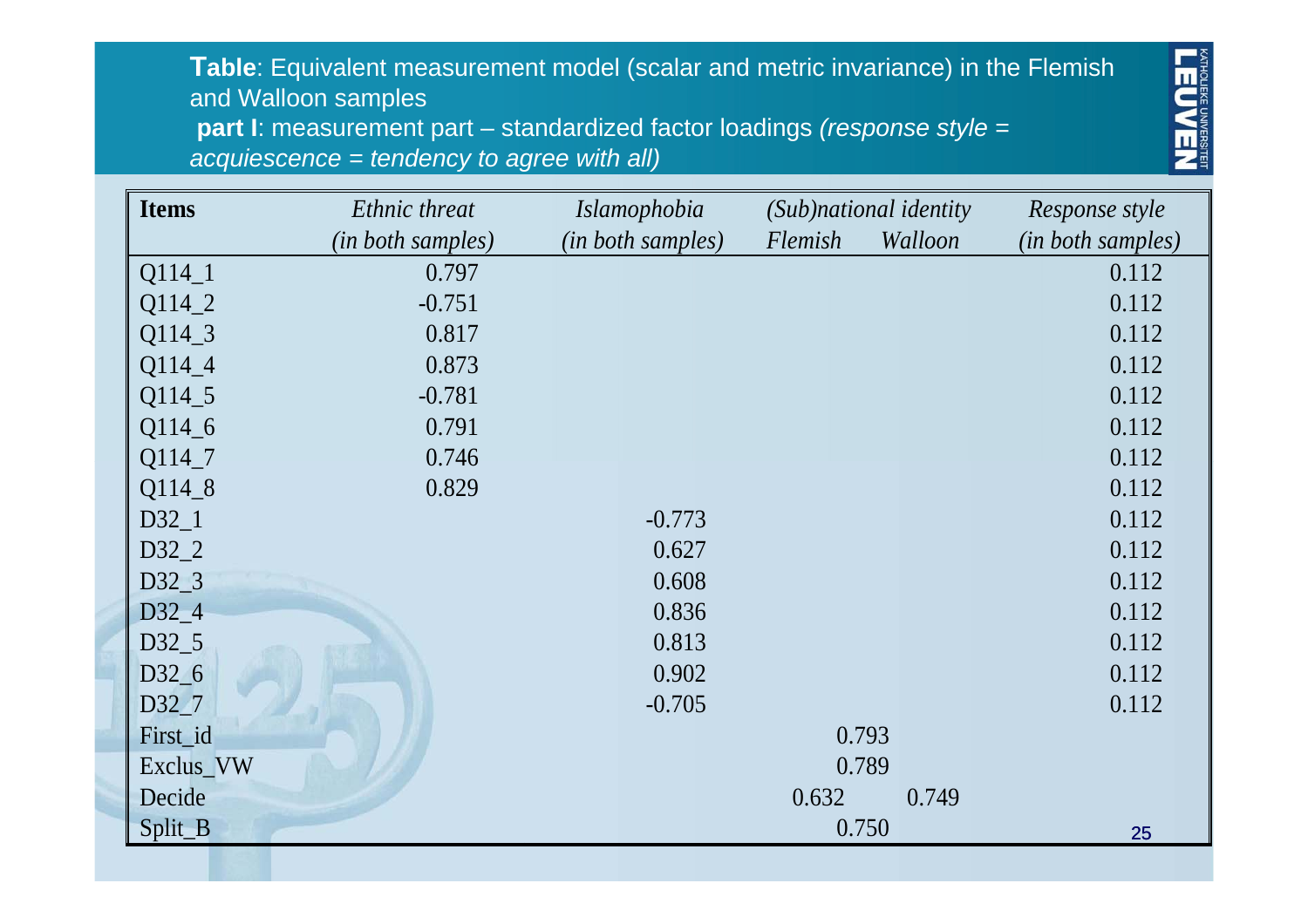**Table**: Equivalent measurement model (scalar and metric invariance) in the Flemish and Walloon samples

**part I**: measurement part – standardized factor loadings *(response style = acquiescence = tendency to agree with all)*

| **Items** | *Ethnic threat (in both samples)* | *Islamophobia (in both samples)* | *(Sub)national identity Flemish* | *(Sub)national identity Walloon* | *Response style (in both samples)* |
|---|---|---|---|---|---|
| Q114_1 | 0.797 | | | | 0.112 |
| Q114_2 | -0.751 | | | | 0.112 |
| Q114_3 | 0.817 | | | | 0.112 |
| Q114_4 | 0.873 | | | | 0.112 |
| Q114_5 | -0.781 | | | | 0.112 |
| Q114_6 | 0.791 | | | | 0.112 |
| Q114_7 | 0.746 | | | | 0.112 |
| Q114_8 | 0.829 | | | | 0.112 |
| D32_1 | | -0.773 | | | 0.112 |
| D32_2 | | 0.627 | | | 0.112 |
| D32_3 | | 0.608 | | | 0.112 |
| D32_4 | | 0.836 | | | 0.112 |
| D32_5 | | 0.813 | | | 0.112 |
| D32_6 | | 0.902 | | | 0.112 |
| D32_7 | | -0.705 | | | 0.112 |
| First_id | | | 0.793 | 0.793 | |
| Exclus_VW | | | 0.789 | 0.789 | |
| Decide | | | 0.632 | 0.749 | |
| Split_B | | | 0.750 | 0.750 | |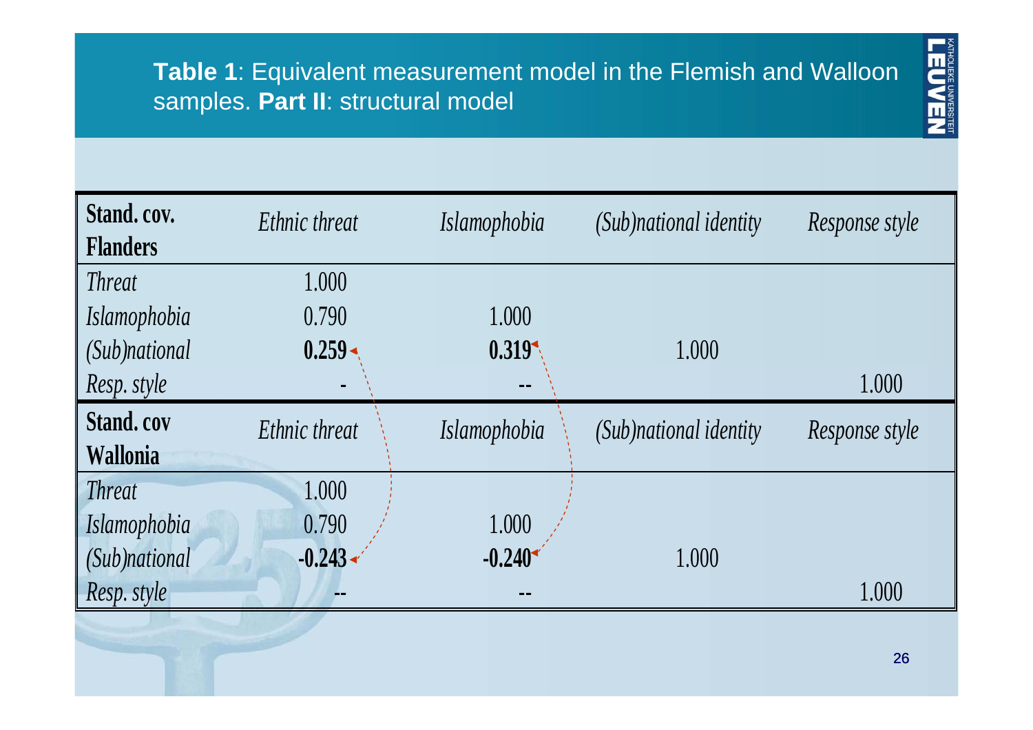**Table 1**: Equivalent measurement model in the Flemish and Walloon samples. **Part II**: structural model

| **Stand. cov. Flanders** | *Ethnic threat* | *Islamophobia* | *(Sub)national identity* | *Response style* |
|---|---|---|---|---|
| *Threat* | 1.000 | | | |
| *Islamophobia* | 0.790 | 1.000 | | |
| *(Sub)national* | **0.259** | **0.319** | 1.000 | |
| *Resp. style* | **-** | **--** | | 1.000 |
| **Stand. cov Wallonia** | *Ethnic threat* | *Islamophobia* | *(Sub)national identity* | *Response style* |
| *Threat* | 1.000 | | | |
| *Islamophobia* | 0.790 | 1.000 | | |
| *(Sub)national* | **-0.243** | **-0.240** | 1.000 | |
| *Resp. style* | **--** | **--** | | 1.000 |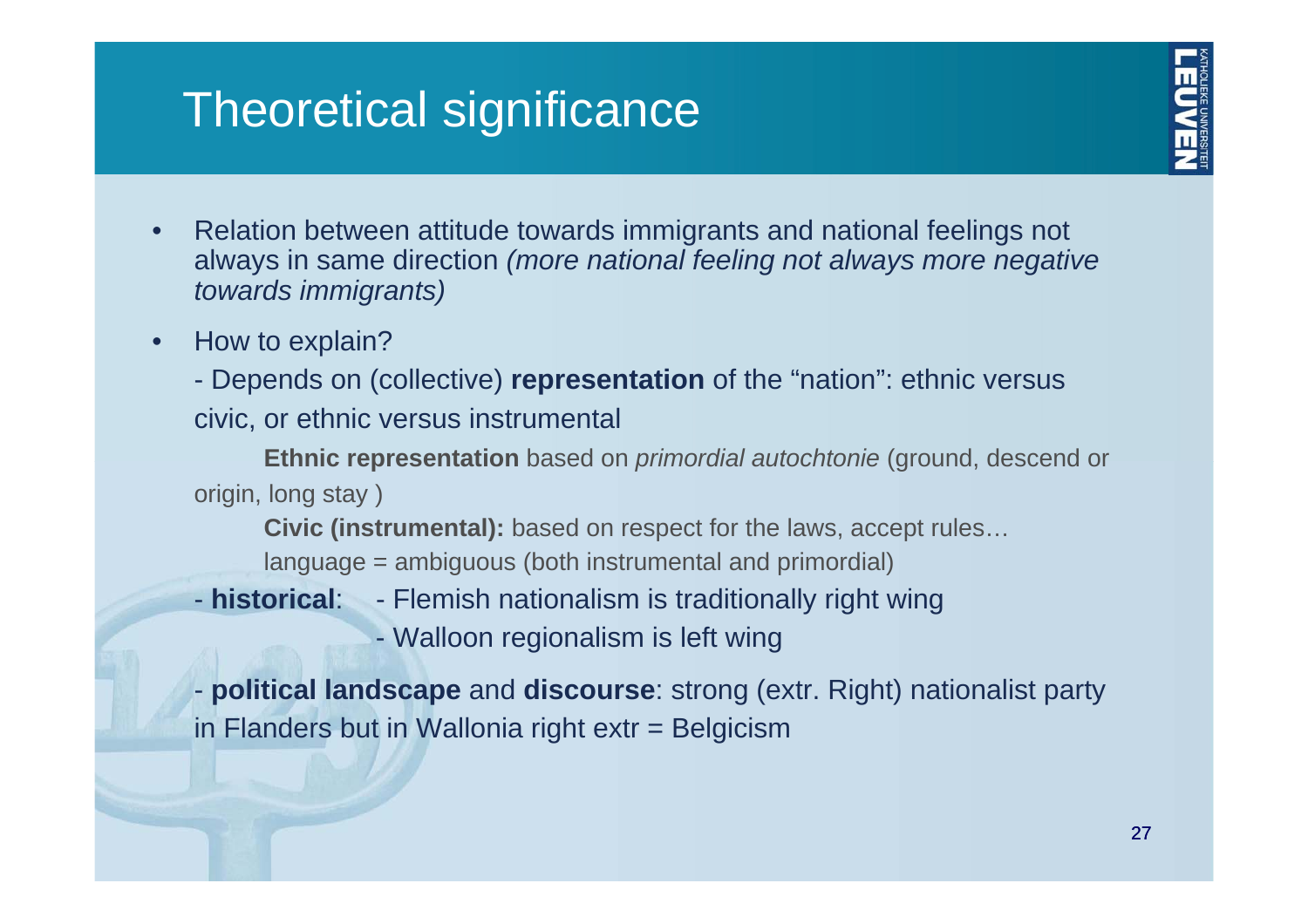# Theoretical significance

- Relation between attitude towards immigrants and national feelings not always in same direction *(more national feeling not always more negative towards immigrants)*
- How to explain?

  - Depends on (collective) **representation** of the “nation”: ethnic versus civic, or ethnic versus instrumental

    **Ethnic representation** based on *primordial autochtonie* (ground, descend or origin, long stay )

    **Civic (instrumental):** based on respect for the laws, accept rules…

    language = ambiguous (both instrumental and primordial)

  - **historical**:
    - Flemish nationalism is traditionally right wing
    - Walloon regionalism is left wing

  - **political landscape** and **discourse**: strong (extr. Right) nationalist party in Flanders but in Wallonia right extr = Belgicism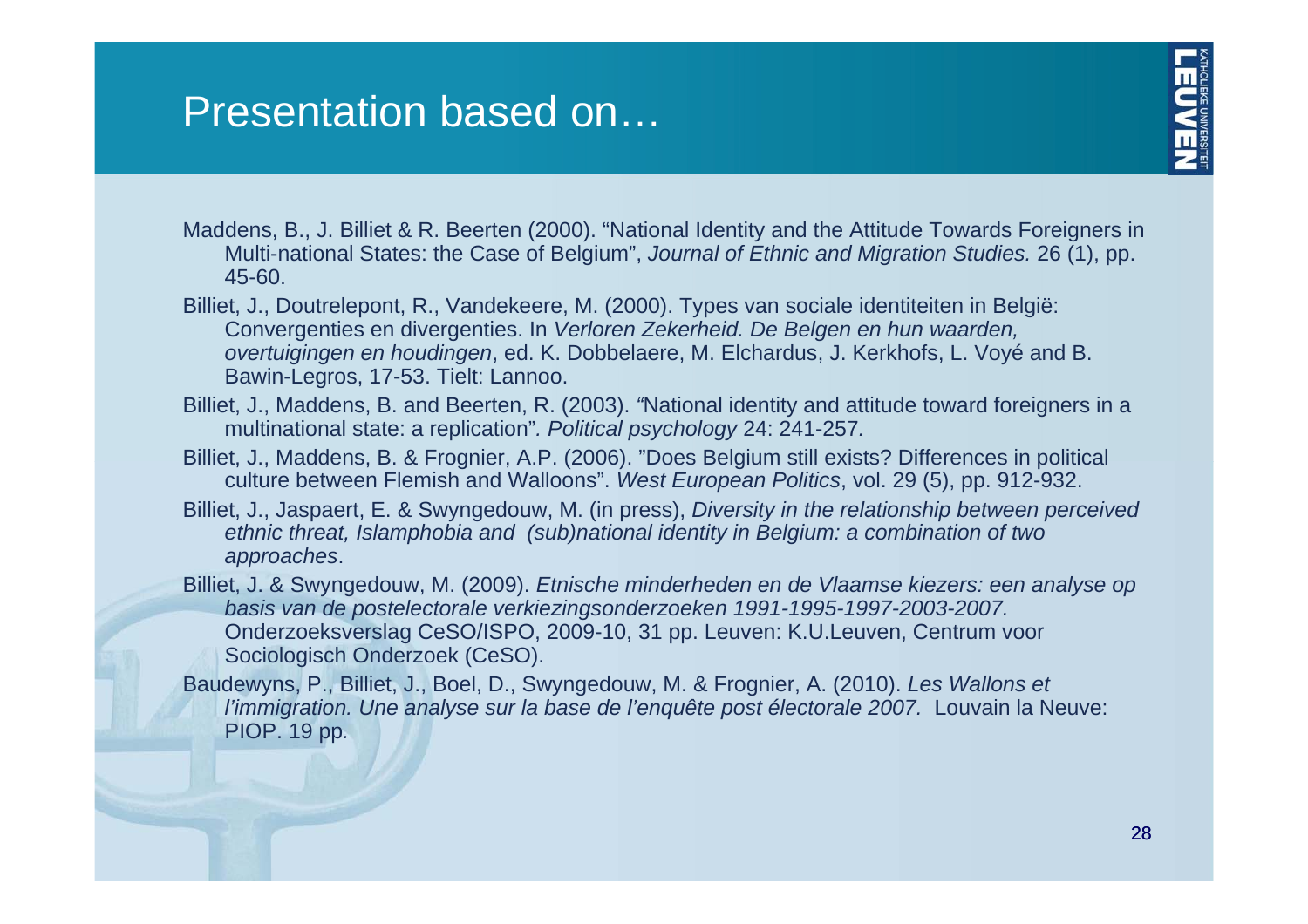# Presentation based on…

Maddens, B., J. Billiet & R. Beerten (2000). "National Identity and the Attitude Towards Foreigners in Multi-national States: the Case of Belgium", *Journal of Ethnic and Migration Studies.* 26 (1), pp. 45-60.

Billiet, J., Doutrelepont, R., Vandekeere, M. (2000). Types van sociale identiteiten in België: Convergenties en divergenties. In *Verloren Zekerheid. De Belgen en hun waarden, overtuigingen en houdingen*, ed. K. Dobbelaere, M. Elchardus, J. Kerkhofs, L. Voyé and B. Bawin-Legros, 17-53. Tielt: Lannoo.

Billiet, J., Maddens, B. and Beerten, R. (2003). "National identity and attitude toward foreigners in a multinational state: a replication"*. Political psychology* 24: 241-257*.*

Billiet, J., Maddens, B. & Frognier, A.P. (2006). "Does Belgium still exists? Differences in political culture between Flemish and Walloons". *West European Politics*, vol. 29 (5), pp. 912-932.

Billiet, J., Jaspaert, E. & Swyngedouw, M. (in press), *Diversity in the relationship between perceived ethnic threat, Islamphobia and (sub)national identity in Belgium: a combination of two approaches*.

Billiet, J. & Swyngedouw, M. (2009). *Etnische minderheden en de Vlaamse kiezers: een analyse op basis van de postelectorale verkiezingsonderzoeken 1991-1995-1997-2003-2007.* Onderzoeksverslag CeSO/ISPO, 2009-10, 31 pp. Leuven: K.U.Leuven, Centrum voor Sociologisch Onderzoek (CeSO).

Baudewyns, P., Billiet, J., Boel, D., Swyngedouw, M. & Frognier, A. (2010). *Les Wallons et l'immigration. Une analyse sur la base de l'enquête post électorale 2007.* Louvain la Neuve: PIOP. 19 pp.